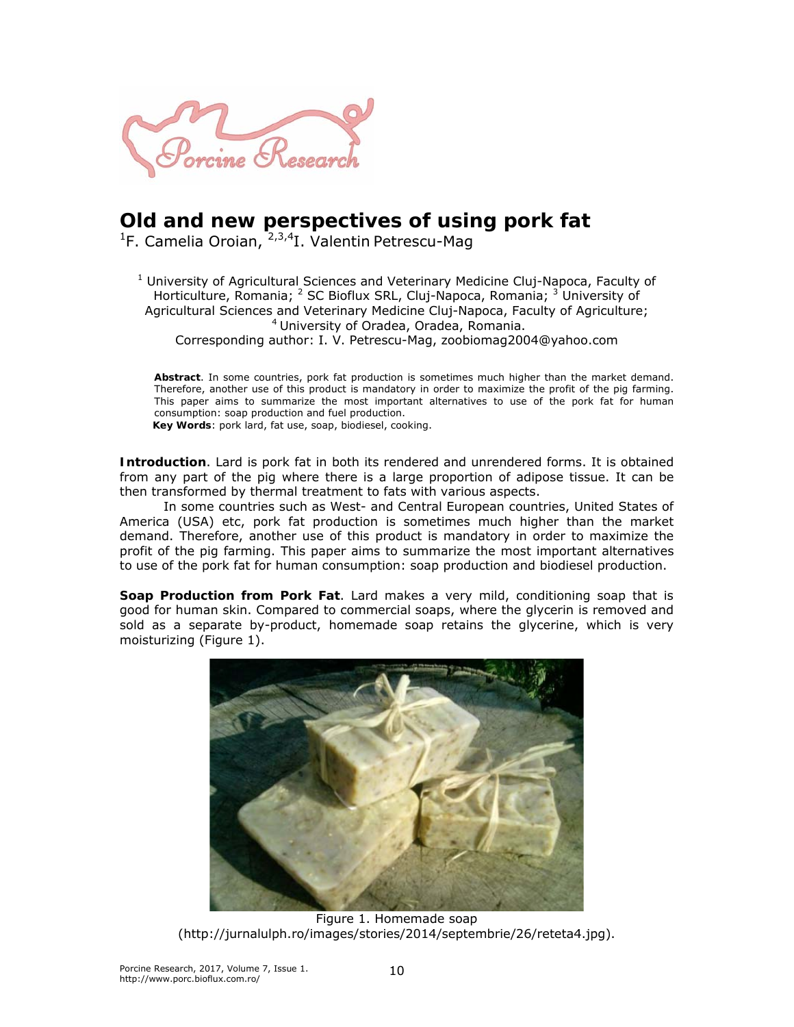# Old and new perspectives of using pork fat

[1]F. Camelia Oroian, [2,3,4]I. Valentin Petrescu-Mag

[1] University of Agricultural Sciences and Veterinary Medicine Cluj-Napoca, Faculty of Horticulture, Romania; [2] SC Bioflux SRL, Cluj-Napoca, Romania; [3] University of Agricultural Sciences and Veterinary Medicine Cluj-Napoca, Faculty of Agriculture; [4] University of Oradea, Oradea, Romania.
Corresponding author: I. V. Petrescu-Mag, zoobiomag2004@yahoo.com

**Abstract**. In some countries, pork fat production is sometimes much higher than the market demand. Therefore, another use of this product is mandatory in order to maximize the profit of the pig farming. This paper aims to summarize the most important alternatives to use of the pork fat for human consumption: soap production and fuel production.
**Key Words**: pork lard, fat use, soap, biodiesel, cooking.

**Introduction**. Lard is pork fat in both its rendered and unrendered forms. It is obtained from any part of the pig where there is a large proportion of adipose tissue. It can be then transformed by thermal treatment to fats with various aspects.

In some countries such as West- and Central European countries, United States of America (USA) etc, pork fat production is sometimes much higher than the market demand. Therefore, another use of this product is mandatory in order to maximize the profit of the pig farming. This paper aims to summarize the most important alternatives to use of the pork fat for human consumption: soap production and biodiesel production.

**Soap Production from Pork Fat**. Lard makes a very mild, conditioning soap that is good for human skin. Compared to commercial soaps, where the glycerin is removed and sold as a separate by-product, homemade soap retains the glycerine, which is very moisturizing (Figure 1).

Figure 1. Homemade soap (http://jurnalulph.ro/images/stories/2014/septembrie/26/reteta4.jpg).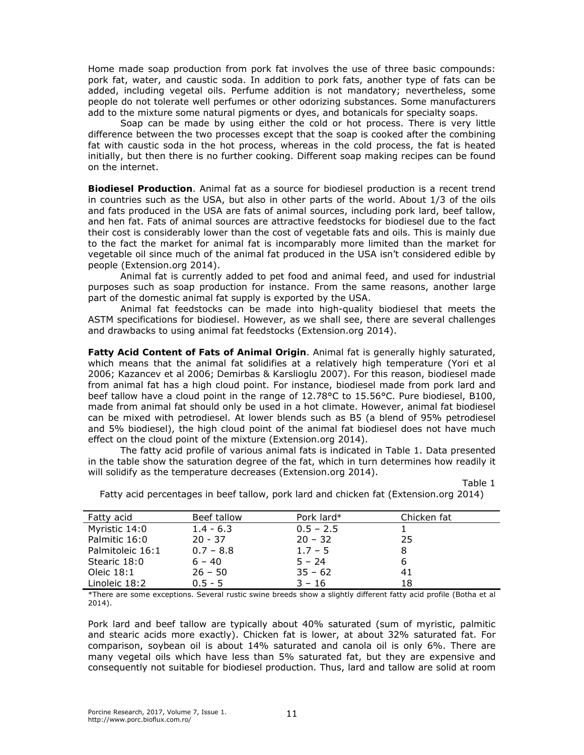Home made soap production from pork fat involves the use of three basic compounds: pork fat, water, and caustic soda. In addition to pork fats, another type of fats can be added, including vegetal oils. Perfume addition is not mandatory; nevertheless, some people do not tolerate well perfumes or other odorizing substances. Some manufacturers add to the mixture some natural pigments or dyes, and botanicals for specialty soaps.

Soap can be made by using either the cold or hot process. There is very little difference between the two processes except that the soap is cooked after the combining fat with caustic soda in the hot process, whereas in the cold process, the fat is heated initially, but then there is no further cooking. Different soap making recipes can be found on the internet.

**Biodiesel Production**. Animal fat as a source for biodiesel production is a recent trend in countries such as the USA, but also in other parts of the world. About 1/3 of the oils and fats produced in the USA are fats of animal sources, including pork lard, beef tallow, and hen fat. Fats of animal sources are attractive feedstocks for biodiesel due to the fact their cost is considerably lower than the cost of vegetable fats and oils. This is mainly due to the fact the market for animal fat is incomparably more limited than the market for vegetable oil since much of the animal fat produced in the USA isn't considered edible by people (Extension.org 2014).

Animal fat is currently added to pet food and animal feed, and used for industrial purposes such as soap production for instance. From the same reasons, another large part of the domestic animal fat supply is exported by the USA.

Animal fat feedstocks can be made into high-quality biodiesel that meets the ASTM specifications for biodiesel. However, as we shall see, there are several challenges and drawbacks to using animal fat feedstocks (Extension.org 2014).

**Fatty Acid Content of Fats of Animal Origin**. Animal fat is generally highly saturated, which means that the animal fat solidifies at a relatively high temperature (Yori et al 2006; Kazancev et al 2006; Demirbas & Karslioglu 2007). For this reason, biodiesel made from animal fat has a high cloud point. For instance, biodiesel made from pork lard and beef tallow have a cloud point in the range of 12.78°C to 15.56°C. Pure biodiesel, B100, made from animal fat should only be used in a hot climate. However, animal fat biodiesel can be mixed with petrodiesel. At lower blends such as B5 (a blend of 95% petrodiesel and 5% biodiesel), the high cloud point of the animal fat biodiesel does not have much effect on the cloud point of the mixture (Extension.org 2014).

The fatty acid profile of various animal fats is indicated in Table 1. Data presented in the table show the saturation degree of the fat, which in turn determines how readily it will solidify as the temperature decreases (Extension.org 2014).

Table 1

Fatty acid percentages in beef tallow, pork lard and chicken fat (Extension.org 2014)

| Fatty acid | Beef tallow | Pork lard* | Chicken fat |
|---|---|---|---|
| Myristic 14:0 | 1.4 - 6.3 | 0.5 – 2.5 | 1 |
| Palmitic 16:0 | 20 - 37 | 20 – 32 | 25 |
| Palmitoleic 16:1 | 0.7 – 8.8 | 1.7 – 5 | 8 |
| Stearic 18:0 | 6 – 40 | 5 – 24 | 6 |
| Oleic 18:1 | 26 – 50 | 35 – 62 | 41 |
| Linoleic 18:2 | 0.5 - 5 | 3 – 16 | 18 |

*There are some exceptions. Several rustic swine breeds show a slightly different fatty acid profile (Botha et al 2014).

Pork lard and beef tallow are typically about 40% saturated (sum of myristic, palmitic and stearic acids more exactly). Chicken fat is lower, at about 32% saturated fat. For comparison, soybean oil is about 14% saturated and canola oil is only 6%. There are many vegetal oils which have less than 5% saturated fat, but they are expensive and consequently not suitable for biodiesel production. Thus, lard and tallow are solid at room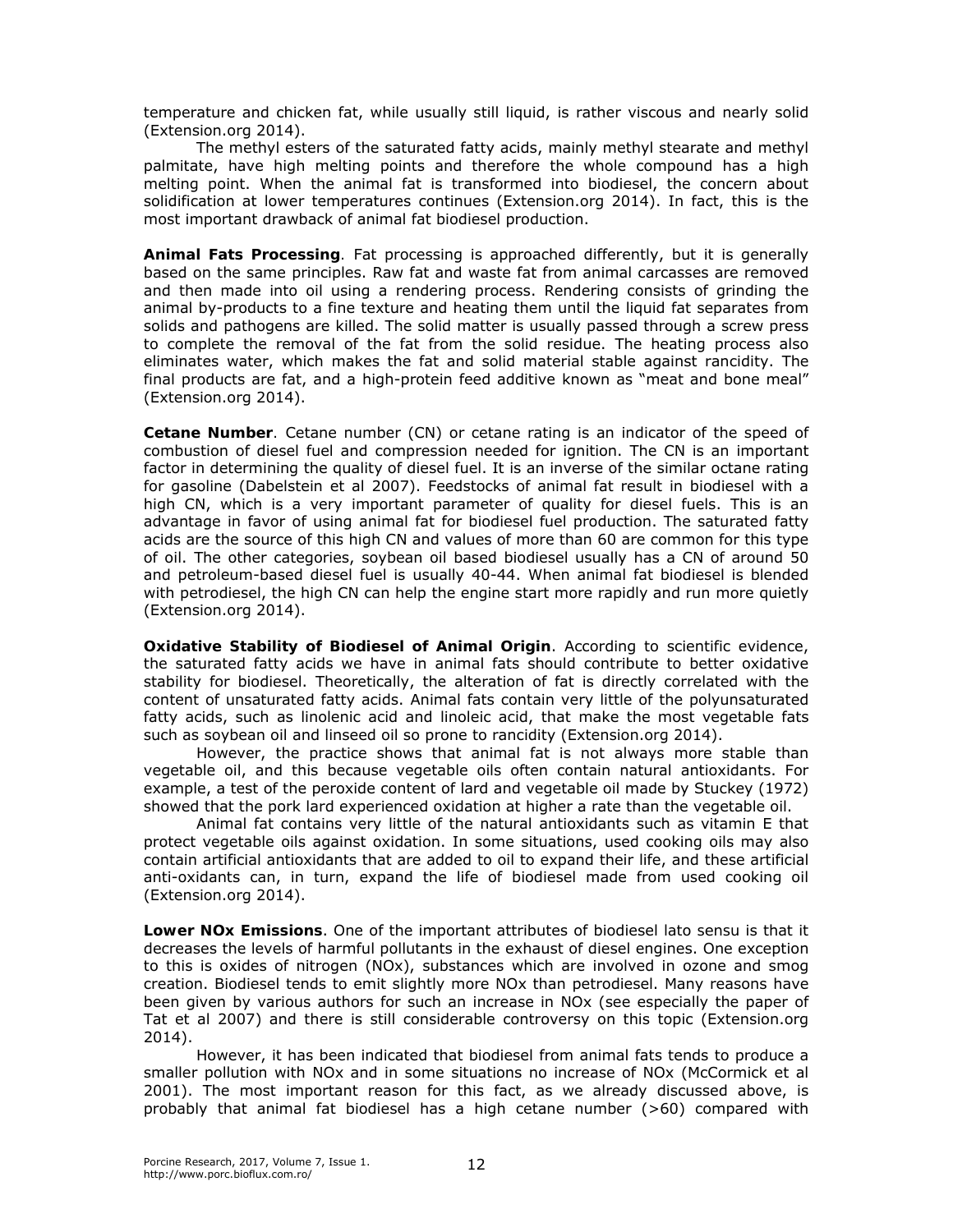temperature and chicken fat, while usually still liquid, is rather viscous and nearly solid (Extension.org 2014).

The methyl esters of the saturated fatty acids, mainly methyl stearate and methyl palmitate, have high melting points and therefore the whole compound has a high melting point. When the animal fat is transformed into biodiesel, the concern about solidification at lower temperatures continues (Extension.org 2014). In fact, this is the most important drawback of animal fat biodiesel production.

**Animal Fats Processing**. Fat processing is approached differently, but it is generally based on the same principles. Raw fat and waste fat from animal carcasses are removed and then made into oil using a rendering process. Rendering consists of grinding the animal by-products to a fine texture and heating them until the liquid fat separates from solids and pathogens are killed. The solid matter is usually passed through a screw press to complete the removal of the fat from the solid residue. The heating process also eliminates water, which makes the fat and solid material stable against rancidity. The final products are fat, and a high-protein feed additive known as "meat and bone meal" (Extension.org 2014).

**Cetane Number**. Cetane number (CN) or cetane rating is an indicator of the speed of combustion of diesel fuel and compression needed for ignition. The CN is an important factor in determining the quality of diesel fuel. It is an inverse of the similar octane rating for gasoline (Dabelstein et al 2007). Feedstocks of animal fat result in biodiesel with a high CN, which is a very important parameter of quality for diesel fuels. This is an advantage in favor of using animal fat for biodiesel fuel production. The saturated fatty acids are the source of this high CN and values of more than 60 are common for this type of oil. The other categories, soybean oil based biodiesel usually has a CN of around 50 and petroleum-based diesel fuel is usually 40-44. When animal fat biodiesel is blended with petrodiesel, the high CN can help the engine start more rapidly and run more quietly (Extension.org 2014).

**Oxidative Stability of Biodiesel of Animal Origin**. According to scientific evidence, the saturated fatty acids we have in animal fats should contribute to better oxidative stability for biodiesel. Theoretically, the alteration of fat is directly correlated with the content of unsaturated fatty acids. Animal fats contain very little of the polyunsaturated fatty acids, such as linolenic acid and linoleic acid, that make the most vegetable fats such as soybean oil and linseed oil so prone to rancidity (Extension.org 2014).

However, the practice shows that animal fat is not always more stable than vegetable oil, and this because vegetable oils often contain natural antioxidants. For example, a test of the peroxide content of lard and vegetable oil made by Stuckey (1972) showed that the pork lard experienced oxidation at higher a rate than the vegetable oil.

Animal fat contains very little of the natural antioxidants such as vitamin E that protect vegetable oils against oxidation. In some situations, used cooking oils may also contain artificial antioxidants that are added to oil to expand their life, and these artificial anti-oxidants can, in turn, expand the life of biodiesel made from used cooking oil (Extension.org 2014).

**Lower NOx Emissions**. One of the important attributes of biodiesel lato sensu is that it decreases the levels of harmful pollutants in the exhaust of diesel engines. One exception to this is oxides of nitrogen (NOx), substances which are involved in ozone and smog creation. Biodiesel tends to emit slightly more NOx than petrodiesel. Many reasons have been given by various authors for such an increase in NOx (see especially the paper of Tat et al 2007) and there is still considerable controversy on this topic (Extension.org 2014).

However, it has been indicated that biodiesel from animal fats tends to produce a smaller pollution with NOx and in some situations no increase of NOx (McCormick et al 2001). The most important reason for this fact, as we already discussed above, is probably that animal fat biodiesel has a high cetane number (>60) compared with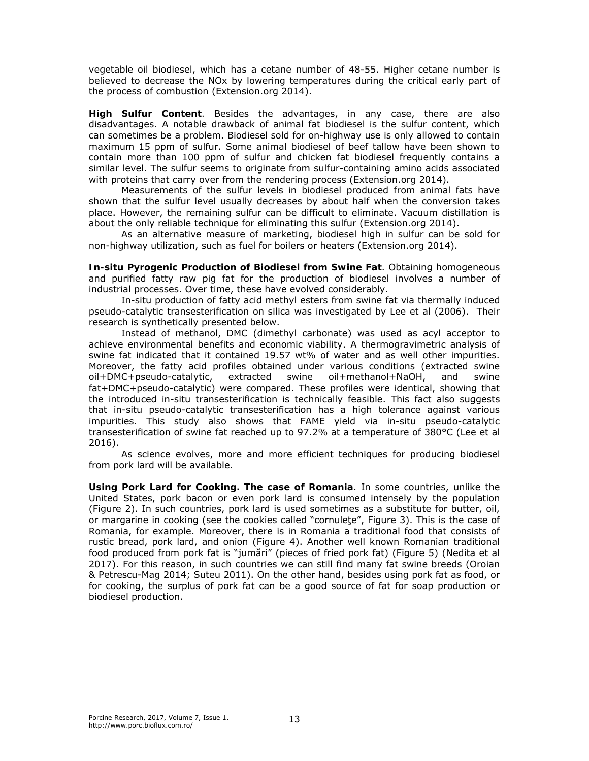vegetable oil biodiesel, which has a cetane number of 48-55. Higher cetane number is believed to decrease the NOx by lowering temperatures during the critical early part of the process of combustion (Extension.org 2014).

**High Sulfur Content**. Besides the advantages, in any case, there are also disadvantages. A notable drawback of animal fat biodiesel is the sulfur content, which can sometimes be a problem. Biodiesel sold for on-highway use is only allowed to contain maximum 15 ppm of sulfur. Some animal biodiesel of beef tallow have been shown to contain more than 100 ppm of sulfur and chicken fat biodiesel frequently contains a similar level. The sulfur seems to originate from sulfur-containing amino acids associated with proteins that carry over from the rendering process (Extension.org 2014).

Measurements of the sulfur levels in biodiesel produced from animal fats have shown that the sulfur level usually decreases by about half when the conversion takes place. However, the remaining sulfur can be difficult to eliminate. Vacuum distillation is about the only reliable technique for eliminating this sulfur (Extension.org 2014).

As an alternative measure of marketing, biodiesel high in sulfur can be sold for non-highway utilization, such as fuel for boilers or heaters (Extension.org 2014).

**In-situ Pyrogenic Production of Biodiesel from Swine Fat**. Obtaining homogeneous and purified fatty raw pig fat for the production of biodiesel involves a number of industrial processes. Over time, these have evolved considerably.

In-situ production of fatty acid methyl esters from swine fat via thermally induced pseudo-catalytic transesterification on silica was investigated by Lee et al (2006). Their research is synthetically presented below.

Instead of methanol, DMC (dimethyl carbonate) was used as acyl acceptor to achieve environmental benefits and economic viability. A thermogravimetric analysis of swine fat indicated that it contained 19.57 wt% of water and as well other impurities. Moreover, the fatty acid profiles obtained under various conditions (extracted swine oil+DMC+pseudo-catalytic, extracted swine oil+methanol+NaOH, and swine fat+DMC+pseudo-catalytic) were compared. These profiles were identical, showing that the introduced in-situ transesterification is technically feasible. This fact also suggests that in-situ pseudo-catalytic transesterification has a high tolerance against various impurities. This study also shows that FAME yield via in-situ pseudo-catalytic transesterification of swine fat reached up to 97.2% at a temperature of 380°C (Lee et al 2016).

As science evolves, more and more efficient techniques for producing biodiesel from pork lard will be available.

**Using Pork Lard for Cooking. The case of Romania**. In some countries, unlike the United States, pork bacon or even pork lard is consumed intensely by the population (Figure 2). In such countries, pork lard is used sometimes as a substitute for butter, oil, or margarine in cooking (see the cookies called "cornuleţe", Figure 3). This is the case of Romania, for example. Moreover, there is in Romania a traditional food that consists of rustic bread, pork lard, and onion (Figure 4). Another well known Romanian traditional food produced from pork fat is "jumări" (pieces of fried pork fat) (Figure 5) (Nedita et al 2017). For this reason, in such countries we can still find many fat swine breeds (Oroian & Petrescu-Mag 2014; Suteu 2011). On the other hand, besides using pork fat as food, or for cooking, the surplus of pork fat can be a good source of fat for soap production or biodiesel production.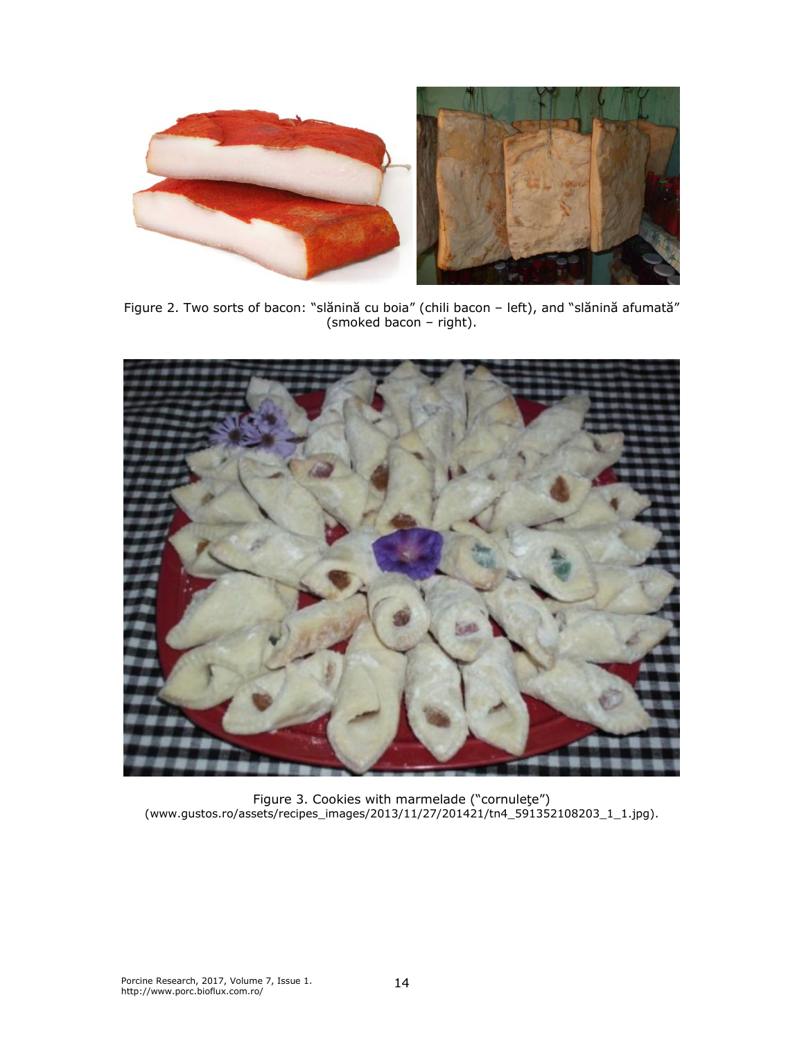Figure 2. Two sorts of bacon: "slănină cu boia" (chili bacon – left), and "slănină afumată" (smoked bacon – right).

Figure 3. Cookies with marmelade ("cornuleţe") (www.gustos.ro/assets/recipes_images/2013/11/27/201421/tn4_591352108203_1_1.jpg).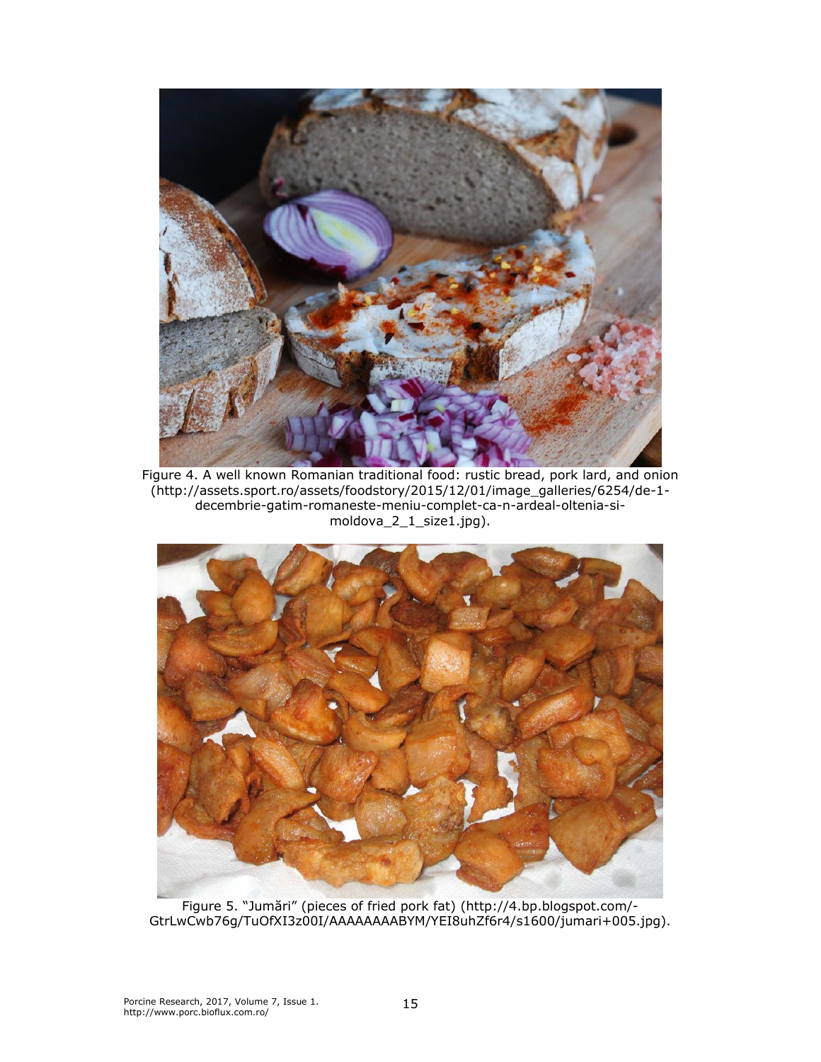Figure 4. A well known Romanian traditional food: rustic bread, pork lard, and onion (http://assets.sport.ro/assets/foodstory/2015/12/01/image_galleries/6254/de-1-decembrie-gatim-romaneste-meniu-complet-ca-n-ardeal-oltenia-si-moldova_2_1_size1.jpg).

Figure 5. "Jumări" (pieces of fried pork fat) (http://4.bp.blogspot.com/-GtrLwCwb76g/TuOfXI3z00I/AAAAAAAABYM/YEI8uhZf6r4/s1600/jumari+005.jpg).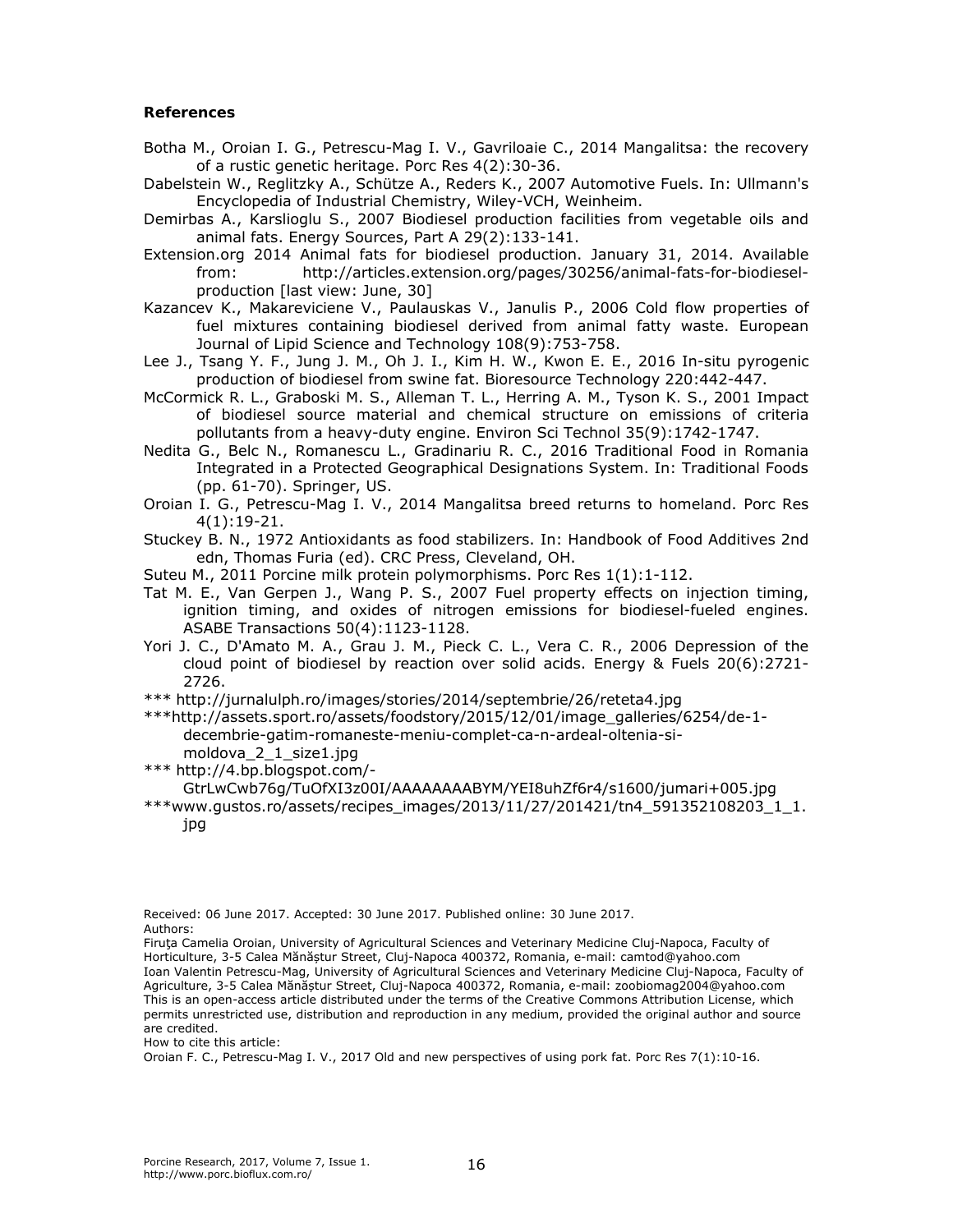### References

Botha M., Oroian I. G., Petrescu-Mag I. V., Gavriloaie C., 2014 Mangalitsa: the recovery of a rustic genetic heritage. Porc Res 4(2):30-36.

Dabelstein W., Reglitzky A., Schütze A., Reders K., 2007 Automotive Fuels. In: Ullmann's Encyclopedia of Industrial Chemistry, Wiley-VCH, Weinheim.

Demirbas A., Karslioglu S., 2007 Biodiesel production facilities from vegetable oils and animal fats. Energy Sources, Part A 29(2):133-141.

Extension.org 2014 Animal fats for biodiesel production. January 31, 2014. Available from: http://articles.extension.org/pages/30256/animal-fats-for-biodiesel-production [last view: June, 30]

Kazancev K., Makareviciene V., Paulauskas V., Janulis P., 2006 Cold flow properties of fuel mixtures containing biodiesel derived from animal fatty waste. European Journal of Lipid Science and Technology 108(9):753-758.

Lee J., Tsang Y. F., Jung J. M., Oh J. I., Kim H. W., Kwon E. E., 2016 In-situ pyrogenic production of biodiesel from swine fat. Bioresource Technology 220:442-447.

McCormick R. L., Graboski M. S., Alleman T. L., Herring A. M., Tyson K. S., 2001 Impact of biodiesel source material and chemical structure on emissions of criteria pollutants from a heavy-duty engine. Environ Sci Technol 35(9):1742-1747.

Nedita G., Belc N., Romanescu L., Gradinariu R. C., 2016 Traditional Food in Romania Integrated in a Protected Geographical Designations System. In: Traditional Foods (pp. 61-70). Springer, US.

Oroian I. G., Petrescu-Mag I. V., 2014 Mangalitsa breed returns to homeland. Porc Res 4(1):19-21.

Stuckey B. N., 1972 Antioxidants as food stabilizers. In: Handbook of Food Additives 2nd edn, Thomas Furia (ed). CRC Press, Cleveland, OH.

Suteu M., 2011 Porcine milk protein polymorphisms. Porc Res 1(1):1-112.

Tat M. E., Van Gerpen J., Wang P. S., 2007 Fuel property effects on injection timing, ignition timing, and oxides of nitrogen emissions for biodiesel-fueled engines. ASABE Transactions 50(4):1123-1128.

Yori J. C., D'Amato M. A., Grau J. M., Pieck C. L., Vera C. R., 2006 Depression of the cloud point of biodiesel by reaction over solid acids. Energy & Fuels 20(6):2721-2726.

*** http://jurnalulph.ro/images/stories/2014/septembrie/26/reteta4.jpg

***http://assets.sport.ro/assets/foodstory/2015/12/01/image_galleries/6254/de-1-decembrie-gatim-romaneste-meniu-complet-ca-n-ardeal-oltenia-si-moldova_2_1_size1.jpg

*** http://4.bp.blogspot.com/-GtrLwCwb76g/TuOfXI3z00I/AAAAAAAABYM/YEI8uhZf6r4/s1600/jumari+005.jpg

***www.gustos.ro/assets/recipes_images/2013/11/27/201421/tn4_591352108203_1_1.jpg

Received: 06 June 2017. Accepted: 30 June 2017. Published online: 30 June 2017.
Authors:
Firuţa Camelia Oroian, University of Agricultural Sciences and Veterinary Medicine Cluj-Napoca, Faculty of Horticulture, 3-5 Calea Mănăştur Street, Cluj-Napoca 400372, Romania, e-mail: camtod@yahoo.com
Ioan Valentin Petrescu-Mag, University of Agricultural Sciences and Veterinary Medicine Cluj-Napoca, Faculty of Agriculture, 3-5 Calea Mănăştur Street, Cluj-Napoca 400372, Romania, e-mail: zoobiomag2004@yahoo.com
This is an open-access article distributed under the terms of the Creative Commons Attribution License, which permits unrestricted use, distribution and reproduction in any medium, provided the original author and source are credited.
How to cite this article:
Oroian F. C., Petrescu-Mag I. V., 2017 Old and new perspectives of using pork fat. Porc Res 7(1):10-16.